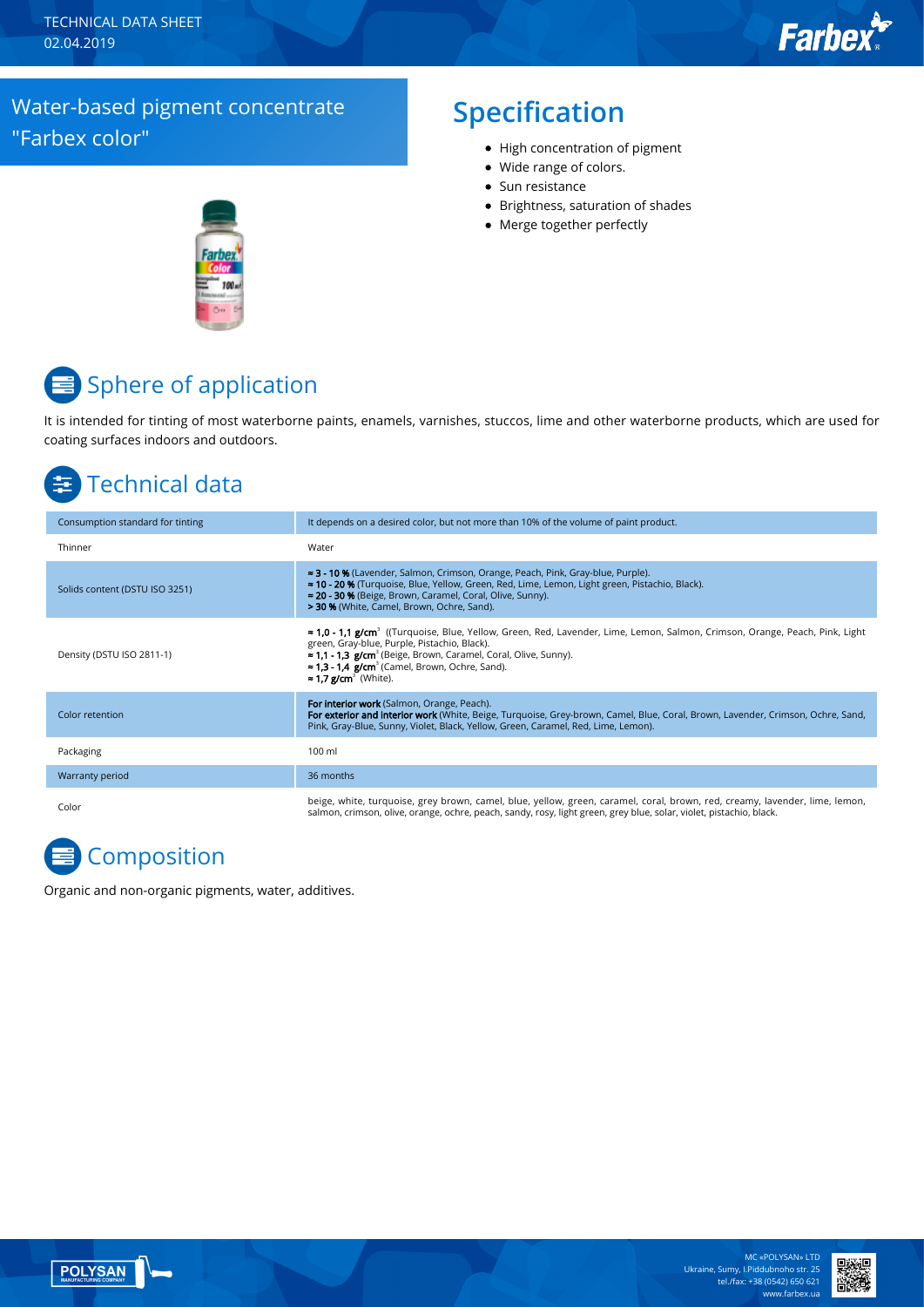TECHNICAL DATA SHEET
02.04.2019

# Water-based pigment concentrate "Farbex color"

## Specification

- High concentration of pigment
- Wide range of colors.
- Sun resistance
- Brightness, saturation of shades
- Merge together perfectly

## Sphere of application

It is intended for tinting of most waterborne paints, enamels, varnishes, stuccos, lime and other waterborne products, which are used for coating surfaces indoors and outdoors.

## Technical data

| Parameter | Value |
|---|---|
| Consumption standard for tinting | It depends on a desired color, but not more than 10% of the volume of paint product. |
| Thinner | Water |
| Solids content (DSTU ISO 3251) | **≈ 3 - 10 %** (Lavender, Salmon, Crimson, Orange, Peach, Pink, Gray-blue, Purple).<br>**≈ 10 - 20 %** (Turquoise, Blue, Yellow, Green, Red, Lime, Lemon, Light green, Pistachio, Black).<br>**≈ 20 - 30 %** (Beige, Brown, Caramel, Coral, Olive, Sunny).<br>**> 30 %** (White, Camel, Brown, Ochre, Sand). |
| Density (DSTU ISO 2811-1) | **≈ 1,0 - 1,1 g/cm$^3$** ((Turquoise, Blue, Yellow, Green, Red, Lavender, Lime, Lemon, Salmon, Crimson, Orange, Peach, Pink, Light green, Gray-blue, Purple, Pistachio, Black).<br>**≈ 1,1 - 1,3 g/cm$^3$** (Beige, Brown, Caramel, Coral, Olive, Sunny).<br>**≈ 1,3 - 1,4 g/cm$^3$** (Camel, Brown, Ochre, Sand).<br>**≈ 1,7 g/cm$^3$** (White). |
| Color retention | **For interior work** (Salmon, Orange, Peach).<br>**For exterior and interior work** (White, Beige, Turquoise, Grey-brown, Camel, Blue, Coral, Brown, Lavender, Crimson, Ochre, Sand, Pink, Gray-Blue, Sunny, Violet, Black, Yellow, Green, Caramel, Red, Lime, Lemon). |
| Packaging | 100 ml |
| Warranty period | 36 months |
| Color | beige, white, turquoise, grey brown, camel, blue, yellow, green, caramel, coral, brown, red, creamy, lavender, lime, lemon, salmon, crimson, olive, orange, ochre, peach, sandy, rosy, light green, grey blue, solar, violet, pistachio, black. |

## Composition

Organic and non-organic pigments, water, additives.

MC «POLYSAN» LTD
Ukraine, Sumy, I.Piddubnoho str. 25
tel./fax: +38 (0542) 650 621
www.farbex.ua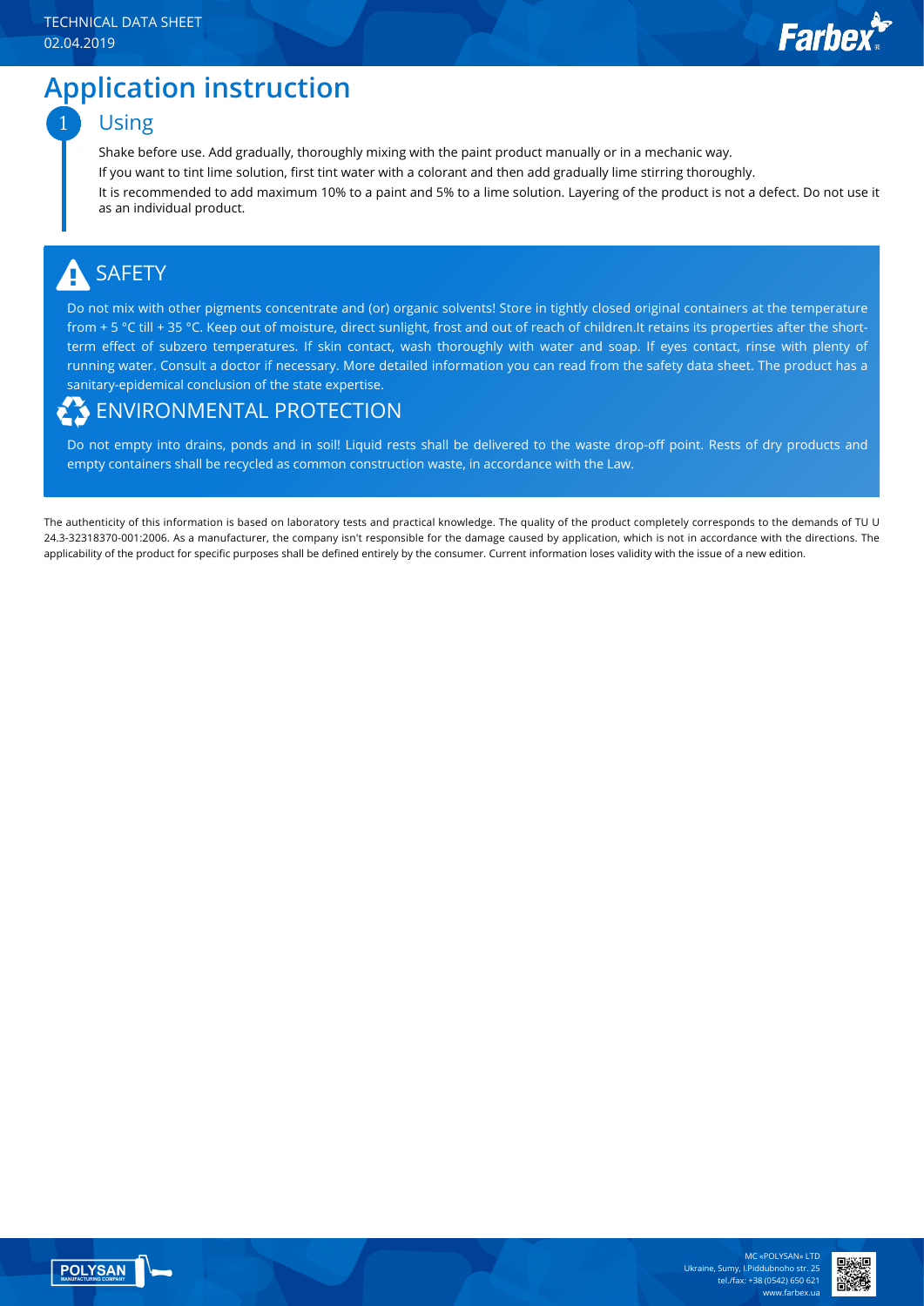# Application instruction

## 1 Using

Shake before use. Add gradually, thoroughly mixing with the paint product manually or in a mechanic way.

If you want to tint lime solution, first tint water with a colorant and then add gradually lime stirring thoroughly.

It is recommended to add maximum 10% to a paint and 5% to a lime solution. Layering of the product is not a defect. Do not use it as an individual product.

## SAFETY

Do not mix with other pigments concentrate and (or) organic solvents! Store in tightly closed original containers at the temperature from + 5 °C till + 35 °C. Keep out of moisture, direct sunlight, frost and out of reach of children.It retains its properties after the short-term effect of subzero temperatures. If skin contact, wash thoroughly with water and soap. If eyes contact, rinse with plenty of running water. Consult a doctor if necessary. More detailed information you can read from the safety data sheet. The product has a sanitary-epidemical conclusion of the state expertise.

## ENVIRONMENTAL PROTECTION

Do not empty into drains, ponds and in soil! Liquid rests shall be delivered to the waste drop-off point. Rests of dry products and empty containers shall be recycled as common construction waste, in accordance with the Law.

The authenticity of this information is based on laboratory tests and practical knowledge. The quality of the product completely corresponds to the demands of TU U 24.3-32318370-001:2006. As a manufacturer, the company isn't responsible for the damage caused by application, which is not in accordance with the directions. The applicability of the product for specific purposes shall be defined entirely by the consumer. Current information loses validity with the issue of a new edition.